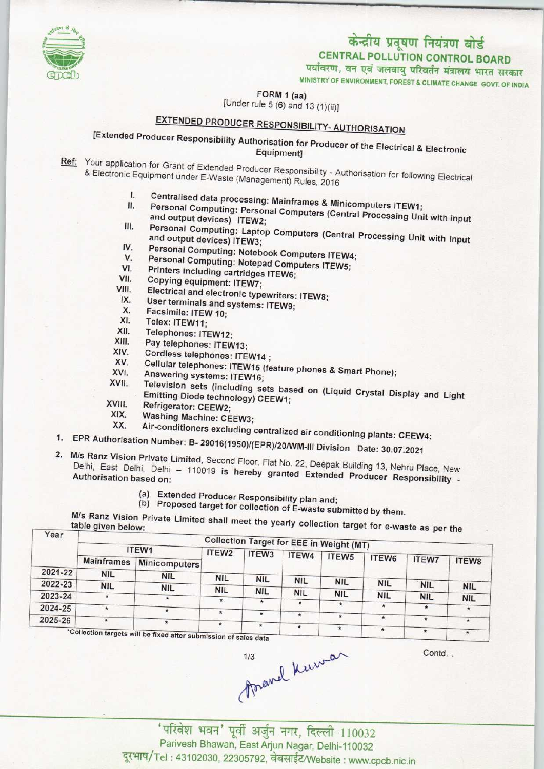केन्द्रीय प्रदूषण नियंत्रण बोर्ड
**CENTRAL POLLUTION CONTROL BOARD**
पर्यावरण, वन एवं जलवायु परिवर्तन मंत्रालय भारत सरकार
MINISTRY OF ENVIRONMENT, FOREST & CLIMATE CHANGE GOVT. OF INDIA

FORM 1 (aa)
[Under rule 5 (6) and 13 (1)(ii)]

## EXTENDED PRODUCER RESPONSIBILITY- AUTHORISATION

[Extended Producer Responsibility Authorisation for Producer of the Electrical & Electronic Equipment]

Ref: Your application for Grant of Extended Producer Responsibility - Authorisation for following Electrical & Electronic Equipment under E-Waste (Management) Rules, 2016

I. Centralised data processing: Mainframes & Minicomputers ITEW1;
II. Personal Computing: Personal Computers (Central Processing Unit with input and output devices) ITEW2;
III. Personal Computing: Laptop Computers (Central Processing Unit with input and output devices) ITEW3;
IV. Personal Computing: Notebook Computers ITEW4;
V. Personal Computing: Notepad Computers ITEW5;
VI. Printers including cartridges ITEW6;
VII. Copying equipment: ITEW7;
VIII. Electrical and electronic typewriters: ITEW8;
IX. User terminals and systems: ITEW9;
X. Facsimile: ITEW 10;
XI. Telex: ITEW11;
XII. Telephones: ITEW12;
XIII. Pay telephones: ITEW13;
XIV. Cordless telephones: ITEW14 ;
XV. Cellular telephones: ITEW15 (feature phones & Smart Phone);
XVI. Answering systems: ITEW16;
XVII. Television sets (including sets based on (Liquid Crystal Display and Light Emitting Diode technology) CEEW1;
XVIII. Refrigerator: CEEW2;
XIX. Washing Machine: CEEW3;
XX. Air-conditioners excluding centralized air conditioning plants: CEEW4:

1. EPR Authorisation Number: B- 29016(1950)/(EPR)/20/WM-III Division Date: 30.07.2021

2. M/s Ranz Vision Private Limited, Second Floor, Flat No. 22, Deepak Building 13, Nehru Place, New Delhi, East Delhi, Delhi – 110019 is hereby granted Extended Producer Responsibility - Authorisation based on:

   (a) Extended Producer Responsibility plan and;
   (b) Proposed target for collection of E-waste submitted by them.

M/s Ranz Vision Private Limited shall meet the yearly collection target for e-waste as per the table given below:

| Year | Collection Target for EEE in Weight (MT) | | | | | | | | |
|---|---|---|---|---|---|---|---|---|---|
| | ITEW1 | | ITEW2 | ITEW3 | ITEW4 | ITEW5 | ITEW6 | ITEW7 | ITEW8 |
| | Mainframes | Minicomputers | | | | | | | |
| 2021-22 | NIL | NIL | NIL | NIL | NIL | NIL | NIL | NIL | NIL |
| 2022-23 | NIL | NIL | NIL | NIL | NIL | NIL | NIL | NIL | NIL |
| 2023-24 | * | * | * | * | * | * | * | * | * |
| 2024-25 | * | * | * | * | * | * | * | * | * |
| 2025-26 | * | * | * | * | * | * | * | * | * |

*Collection targets will be fixed after submission of sales data

Contd...

'परिवेश भवन' पूर्वी अर्जुन नगर, दिल्ली-110032
Parivesh Bhawan, East Arjun Nagar, Delhi-110032
दूरभाष/Tel : 43102030, 22305792, वेबसाईट/Website : www.cpcb.nic.in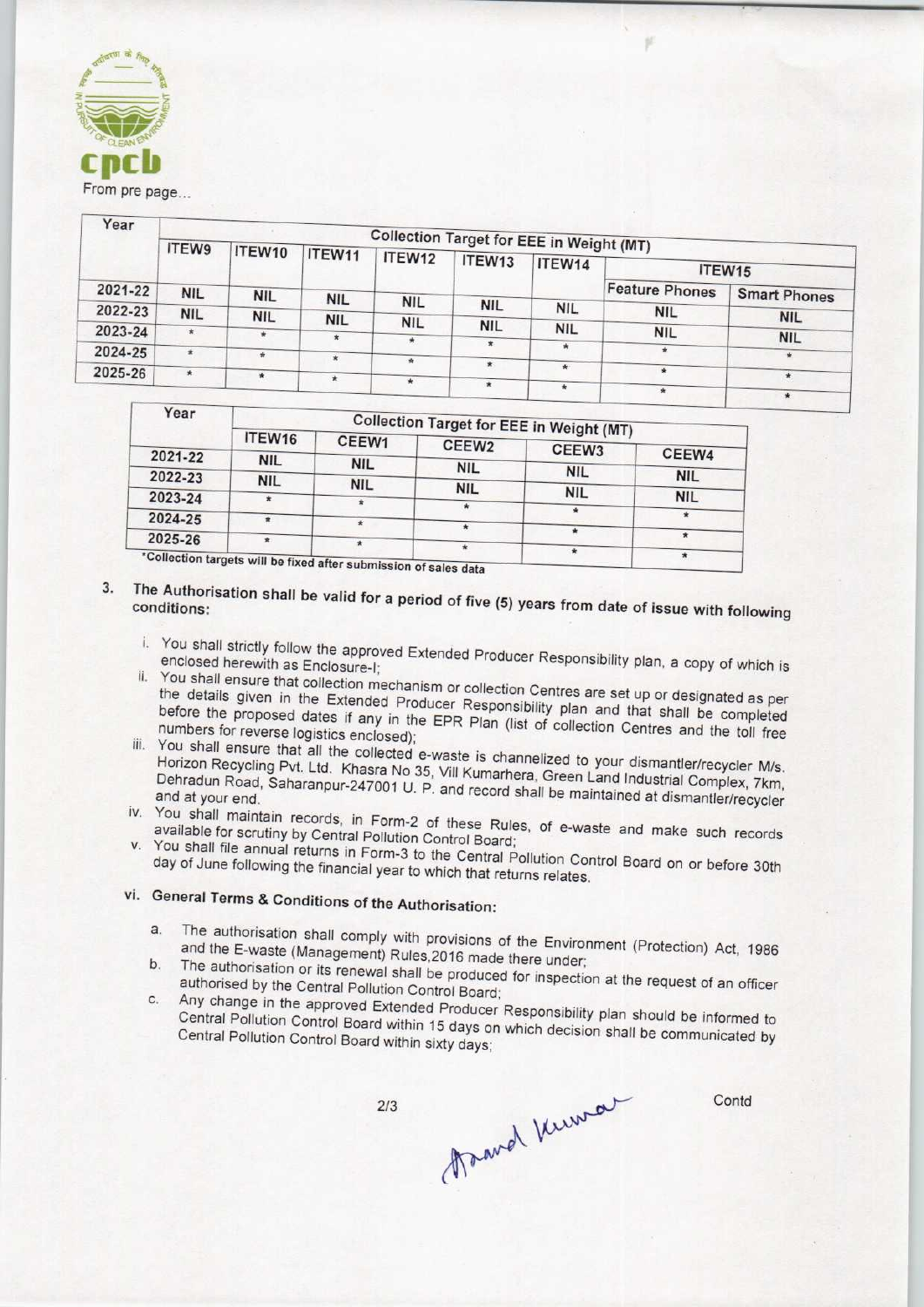From pre page...

| Year | Collection Target for EEE in Weight (MT) | | | | | | | |
|---|---|---|---|---|---|---|---|---|
| | ITEW9 | ITEW10 | ITEW11 | ITEW12 | ITEW13 | ITEW14 | ITEW15 | |
| | | | | | | | Feature Phones | Smart Phones |
| 2021-22 | NIL | NIL | NIL | NIL | NIL | NIL | NIL | NIL |
| 2022-23 | NIL | NIL | NIL | NIL | NIL | NIL | NIL | NIL |
| 2023-24 | * | * | * | * | * | * | * | * |
| 2024-25 | * | * | * | * | * | * | * | * |
| 2025-26 | * | * | * | * | * | * | * | * |

| Year | Collection Target for EEE in Weight (MT) | | | | |
|---|---|---|---|---|---|
| | ITEW16 | CEEW1 | CEEW2 | CEEW3 | CEEW4 |
| 2021-22 | NIL | NIL | NIL | NIL | NIL |
| 2022-23 | NIL | NIL | NIL | NIL | NIL |
| 2023-24 | * | * | * | * | * |
| 2024-25 | * | * | * | * | * |
| 2025-26 | * | * | * | * | * |

*Collection targets will be fixed after submission of sales data

3. **The Authorisation shall be valid for a period of five (5) years from date of issue with following conditions:**

   i. You shall strictly follow the approved Extended Producer Responsibility plan, a copy of which is enclosed herewith as Enclosure-I;

   ii. You shall ensure that collection mechanism or collection Centres are set up or designated as per the details given in the Extended Producer Responsibility plan and that shall be completed before the proposed dates if any in the EPR Plan (list of collection Centres and the toll free numbers for reverse logistics enclosed);

   iii. You shall ensure that all the collected e-waste is channelized to your dismantler/recycler M/s. Horizon Recycling Pvt. Ltd. Khasra No 35, Vill Kumarhera, Green Land Industrial Complex, 7km, Dehradun Road, Saharanpur-247001 U. P. and record shall be maintained at dismantler/recycler and at your end.

   iv. You shall maintain records, in Form-2 of these Rules, of e-waste and make such records available for scrutiny by Central Pollution Control Board;

   v. You shall file annual returns in Form-3 to the Central Pollution Control Board on or before 30th day of June following the financial year to which that returns relates.

   vi. **General Terms & Conditions of the Authorisation:**

      a. The authorisation shall comply with provisions of the Environment (Protection) Act, 1986 and the E-waste (Management) Rules,2016 made there under;

      b. The authorisation or its renewal shall be produced for inspection at the request of an officer authorised by the Central Pollution Control Board;

      c. Any change in the approved Extended Producer Responsibility plan should be informed to Central Pollution Control Board within 15 days on which decision shall be communicated by Central Pollution Control Board within sixty days;

Contd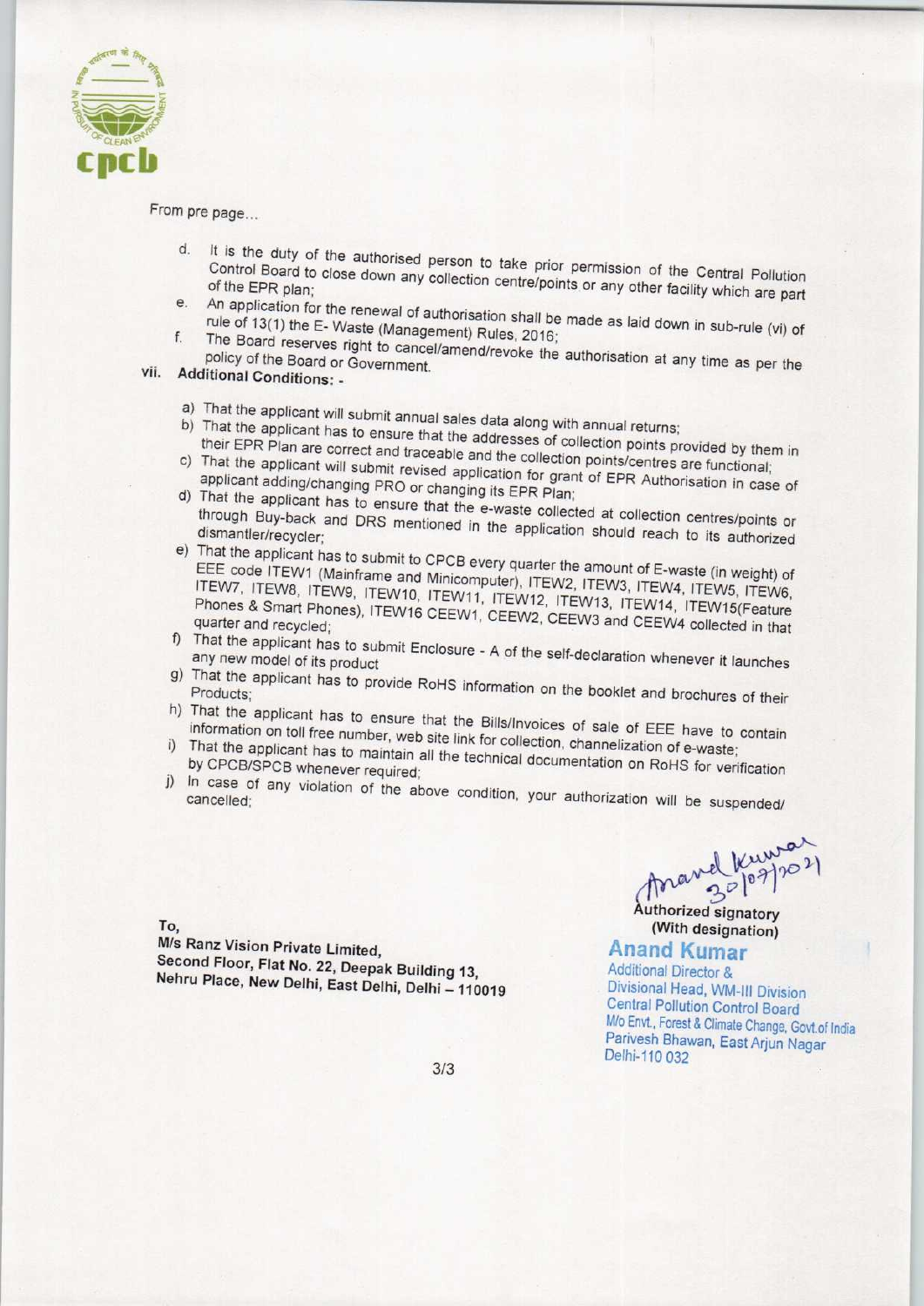From pre page...

d. It is the duty of the authorised person to take prior permission of the Central Pollution Control Board to close down any collection centre/points or any other facility which are part of the EPR plan;

e. An application for the renewal of authorisation shall be made as laid down in sub-rule (vi) of rule of 13(1) the E- Waste (Management) Rules, 2016;

f. The Board reserves right to cancel/amend/revoke the authorisation at any time as per the policy of the Board or Government.

vii. **Additional Conditions: -**

a) That the applicant will submit annual sales data along with annual returns;

b) That the applicant has to ensure that the addresses of collection points provided by them in their EPR Plan are correct and traceable and the collection points/centres are functional;

c) That the applicant will submit revised application for grant of EPR Authorisation in case of applicant adding/changing PRO or changing its EPR Plan;

d) That the applicant has to ensure that the e-waste collected at collection centres/points or through Buy-back and DRS mentioned in the application should reach to its authorized dismantler/recycler;

e) That the applicant has to submit to CPCB every quarter the amount of E-waste (in weight) of EEE code ITEW1 (Mainframe and Minicomputer), ITEW2, ITEW3, ITEW4, ITEW5, ITEW6, ITEW7, ITEW8, ITEW9, ITEW10, ITEW11, ITEW12, ITEW13, ITEW14, ITEW15(Feature Phones & Smart Phones), ITEW16 CEEW1, CEEW2, CEEW3 and CEEW4 collected in that quarter and recycled;

f) That the applicant has to submit Enclosure - A of the self-declaration whenever it launches any new model of its product

g) That the applicant has to provide RoHS information on the booklet and brochures of their Products;

h) That the applicant has to ensure that the Bills/Invoices of sale of EEE have to contain information on toll free number, web site link for collection, channelization of e-waste;

i) That the applicant has to maintain all the technical documentation on RoHS for verification by CPCB/SPCB whenever required;

j) In case of any violation of the above condition, your authorization will be suspended/ cancelled;

Anand Kumar 30/07/2021

Authorized signatory
(With designation)

**Anand Kumar**
Additional Director &
Divisional Head, WM-III Division
Central Pollution Control Board
M/o Envt., Forest & Climate Change, Govt.of India
Parivesh Bhawan, East Arjun Nagar
Delhi-110 032

To,
M/s Ranz Vision Private Limited,
Second Floor, Flat No. 22, Deepak Building 13,
Nehru Place, New Delhi, East Delhi, Delhi – 110019